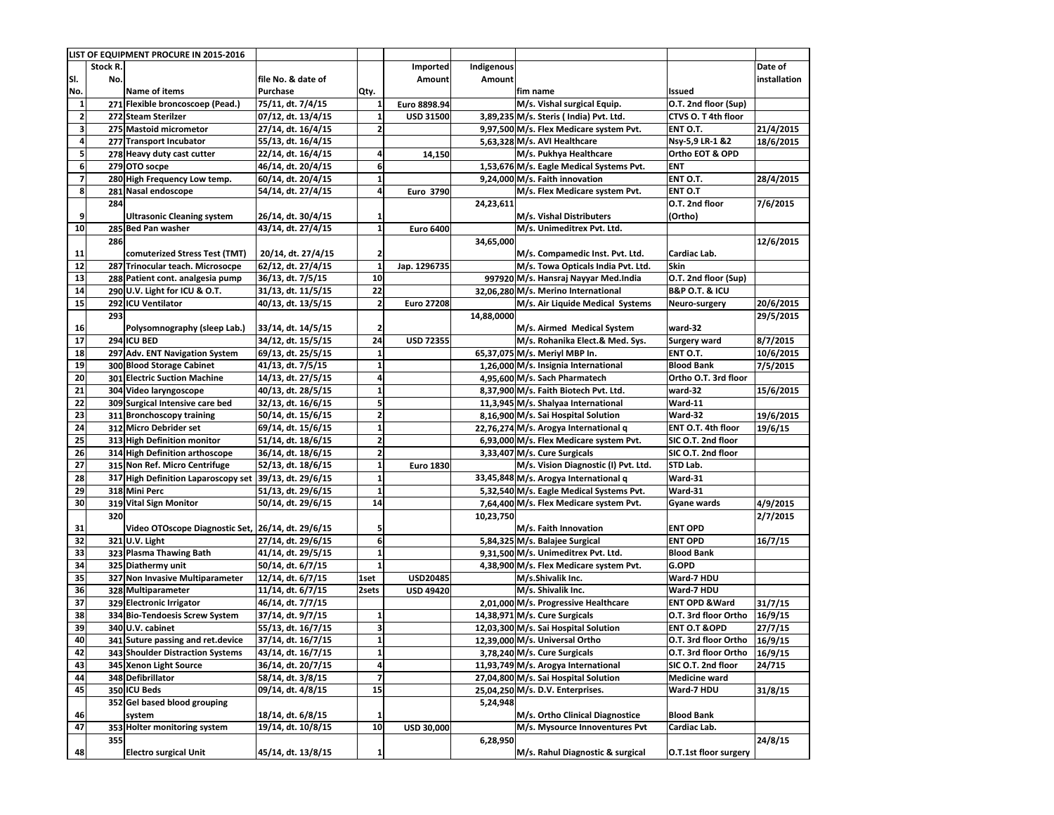| LIST OF EQUIPMENT PROCURE IN 2015-2016 | | | | | | | | | |
|---|---|---|---|---|---|---|---|---|---|
| Sl. No. | Stock R. No. | Name of items | file No. & date of Purchase | Qty. | Imported Amount | Indigenous Amount | fim name | Issued | Date of installation |
| 1 | 271 | Flexible broncoscoep (Pead.) | 75/11, dt. 7/4/15 | 1 | Euro 8898.94 | | M/s. Vishal surgical Equip. | O.T. 2nd floor (Sup) | |
| 2 | 272 | Steam Sterilzer | 07/12, dt. 13/4/15 | 1 | USD 31500 | 3,89,235 | M/s. Steris ( India) Pvt. Ltd. | CTVS O. T 4th floor | |
| 3 | 275 | Mastoid micrometor | 27/14, dt. 16/4/15 | 2 | | 9,97,500 | M/s. Flex Medicare system Pvt. | ENT O.T. | 21/4/2015 |
| 4 | 277 | Transport Incubator | 55/13, dt. 16/4/15 | | | 5,63,328 | M/s. AVI Healthcare | Nsy-5,9 LR-1 &2 | 18/6/2015 |
| 5 | 278 | Heavy duty cast cutter | 22/14, dt. 16/4/15 | 4 | 14,150 | | M/s. Pukhya Healthcare | Ortho EOT & OPD | |
| 6 | 279 | OTO socpe | 46/14, dt. 20/4/15 | 6 | | 1,53,676 | M/s. Eagle Medical Systems Pvt. | ENT | |
| 7 | 280 | High Frequency Low temp. | 60/14, dt. 20/4/15 | 1 | | 9,24,000 | M/s. Faith innovation | ENT O.T. | 28/4/2015 |
| 8 | 281 | Nasal endoscope | 54/14, dt. 27/4/15 | 4 | Euro 3790 | | M/s. Flex Medicare system Pvt. | ENT O.T | |
| 9 | 284 | Ultrasonic Cleaning system | 26/14, dt. 30/4/15 | 1 | | 24,23,611 | M/s. Vishal Distributers | O.T. 2nd floor (Ortho) | 7/6/2015 |
| 10 | 285 | Bed Pan washer | 43/14, dt. 27/4/15 | 1 | Euro 6400 | | M/s. Unimeditrex Pvt. Ltd. | | |
| 11 | 286 | comuterized Stress Test (TMT) | 20/14, dt. 27/4/15 | 2 | | 34,65,000 | M/s. Compamedic Inst. Pvt. Ltd. | Cardiac Lab. | 12/6/2015 |
| 12 | 287 | Trinocular teach. Microsocpe | 62/12, dt. 27/4/15 | 1 | Jap. 1296735 | | M/s. Towa Opticals India Pvt. Ltd. | Skin | |
| 13 | 288 | Patient cont. analgesia pump | 36/13, dt. 7/5/15 | 10 | | 997920 | M/s. Hansraj Nayyar Med.India | O.T. 2nd floor (Sup) | |
| 14 | 290 | U.V. Light for ICU & O.T. | 31/13, dt. 11/5/15 | 22 | | 32,06,280 | M/s. Merino International | B&P O.T. & ICU | |
| 15 | 292 | ICU Ventilator | 40/13, dt. 13/5/15 | 2 | Euro 27208 | | M/s. Air Liquide Medical Systems | Neuro-surgery | 20/6/2015 |
| 16 | 293 | Polysomnography (sleep Lab.) | 33/14, dt. 14/5/15 | 2 | | 14,88,0000 | M/s. Airmed Medical System | ward-32 | 29/5/2015 |
| 17 | 294 | ICU BED | 34/12, dt. 15/5/15 | 24 | USD 72355 | | M/s. Rohanika Elect.& Med. Sys. | Surgery ward | 8/7/2015 |
| 18 | 297 | Adv. ENT Navigation System | 69/13, dt. 25/5/15 | 1 | | 65,37,075 | M/s. Meriyl MBP In. | ENT O.T. | 10/6/2015 |
| 19 | 300 | Blood Storage Cabinet | 41/13, dt. 7/5/15 | 1 | | 1,26,000 | M/s. Insignia International | Blood Bank | 7/5/2015 |
| 20 | 301 | Electric Suction Machine | 14/13, dt. 27/5/15 | 4 | | 4,95,600 | M/s. Sach Pharmatech | Ortho O.T. 3rd floor | |
| 21 | 304 | Video laryngoscope | 40/13, dt. 28/5/15 | 1 | | 8,37,900 | M/s. Faith Biotech Pvt. Ltd. | ward-32 | 15/6/2015 |
| 22 | 309 | Surgical Intensive care bed | 32/13, dt. 16/6/15 | 5 | | 11,3,945 | M/s. Shalyaa International | Ward-11 | |
| 23 | 311 | Bronchoscopy training | 50/14, dt. 15/6/15 | 2 | | 8,16,900 | M/s. Sai Hospital Solution | Ward-32 | 19/6/2015 |
| 24 | 312 | Micro Debrider set | 69/14, dt. 15/6/15 | 1 | | 22,76,274 | M/s. Arogya International q | ENT O.T. 4th floor | 19/6/15 |
| 25 | 313 | High Definition monitor | 51/14, dt. 18/6/15 | 2 | | 6,93,000 | M/s. Flex Medicare system Pvt. | SIC O.T. 2nd floor | |
| 26 | 314 | High Definition arthoscope | 36/14, dt. 18/6/15 | 2 | | 3,33,407 | M/s. Cure Surgicals | SIC O.T. 2nd floor | |
| 27 | 315 | Non Ref. Micro Centrifuge | 52/13, dt. 18/6/15 | 1 | Euro 1830 | | M/s. Vision Diagnostic (I) Pvt. Ltd. | STD Lab. | |
| 28 | 317 | High Definition Laparoscopy set | 39/13, dt. 29/6/15 | 1 | | 33,45,848 | M/s. Arogya International q | Ward-31 | |
| 29 | 318 | Mini Perc | 51/13, dt. 29/6/15 | 1 | | 5,32,540 | M/s. Eagle Medical Systems Pvt. | Ward-31 | |
| 30 | 319 | Vital Sign Monitor | 50/14, dt. 29/6/15 | 14 | | 7,64,400 | M/s. Flex Medicare system Pvt. | Gyane wards | 4/9/2015 |
| 31 | 320 | Video OTOscope Diagnostic Set, | 26/14, dt. 29/6/15 | 5 | | 10,23,750 | M/s. Faith Innovation | ENT OPD | 2/7/2015 |
| 32 | 321 | U.V. Light | 27/14, dt. 29/6/15 | 6 | | 5,84,325 | M/s. Balajee Surgical | ENT OPD | 16/7/15 |
| 33 | 323 | Plasma Thawing Bath | 41/14, dt. 29/5/15 | 1 | | 9,31,500 | M/s. Unimeditrex Pvt. Ltd. | Blood Bank | |
| 34 | 325 | Diathermy unit | 50/14, dt. 6/7/15 | 1 | | 4,38,900 | M/s. Flex Medicare system Pvt. | G.OPD | |
| 35 | 327 | Non Invasive Multiparameter | 12/14, dt. 6/7/15 | 1set | USD20485 | | M/s.Shivalik Inc. | Ward-7 HDU | |
| 36 | 328 | Multiparameter | 11/14, dt. 6/7/15 | 2sets | USD 49420 | | M/s. Shivalik Inc. | Ward-7 HDU | |
| 37 | 329 | Electronic Irrigator | 46/14, dt. 7/7/15 | | | 2,01,000 | M/s. Progressive Healthcare | ENT OPD &Ward | 31/7/15 |
| 38 | 334 | Bio-Tendoesis Screw System | 37/14, dt. 9/7/15 | 1 | | 14,38,971 | M/s. Cure Surgicals | O.T. 3rd floor Ortho | 16/9/15 |
| 39 | 340 | U.V. cabinet | 55/13, dt. 16/7/15 | 3 | | 12,03,300 | M/s. Sai Hospital Solution | ENT O.T &OPD | 27/7/15 |
| 40 | 341 | Suture passing and ret.device | 37/14, dt. 16/7/15 | 1 | | 12,39,000 | M/s. Universal Ortho | O.T. 3rd floor Ortho | 16/9/15 |
| 42 | 343 | Shoulder Distraction Systems | 43/14, dt. 16/7/15 | 1 | | 3,78,240 | M/s. Cure Surgicals | O.T. 3rd floor Ortho | 16/9/15 |
| 43 | 345 | Xenon Light Source | 36/14, dt. 20/7/15 | 4 | | 11,93,749 | M/s. Arogya International | SIC O.T. 2nd floor | 24/715 |
| 44 | 348 | Defibrillator | 58/14, dt. 3/8/15 | 7 | | 27,04,800 | M/s. Sai Hospital Solution | Medicine ward | |
| 45 | 350 | ICU Beds | 09/14, dt. 4/8/15 | 15 | | 25,04,250 | M/s. D.V. Enterprises. | Ward-7 HDU | 31/8/15 |
| 46 | 352 | Gel based blood grouping system | 18/14, dt. 6/8/15 | 1 | | 5,24,948 | M/s. Ortho Clinical Diagnostice | Blood Bank | |
| 47 | 353 | Holter monitoring system | 19/14, dt. 10/8/15 | 10 | USD 30,000 | | M/s. Mysource Innoventures Pvt | Cardiac Lab. | |
| 48 | 355 | Electro surgical Unit | 45/14, dt. 13/8/15 | 1 | | 6,28,950 | M/s. Rahul Diagnostic & surgical | O.T.1st floor surgery | 24/8/15 |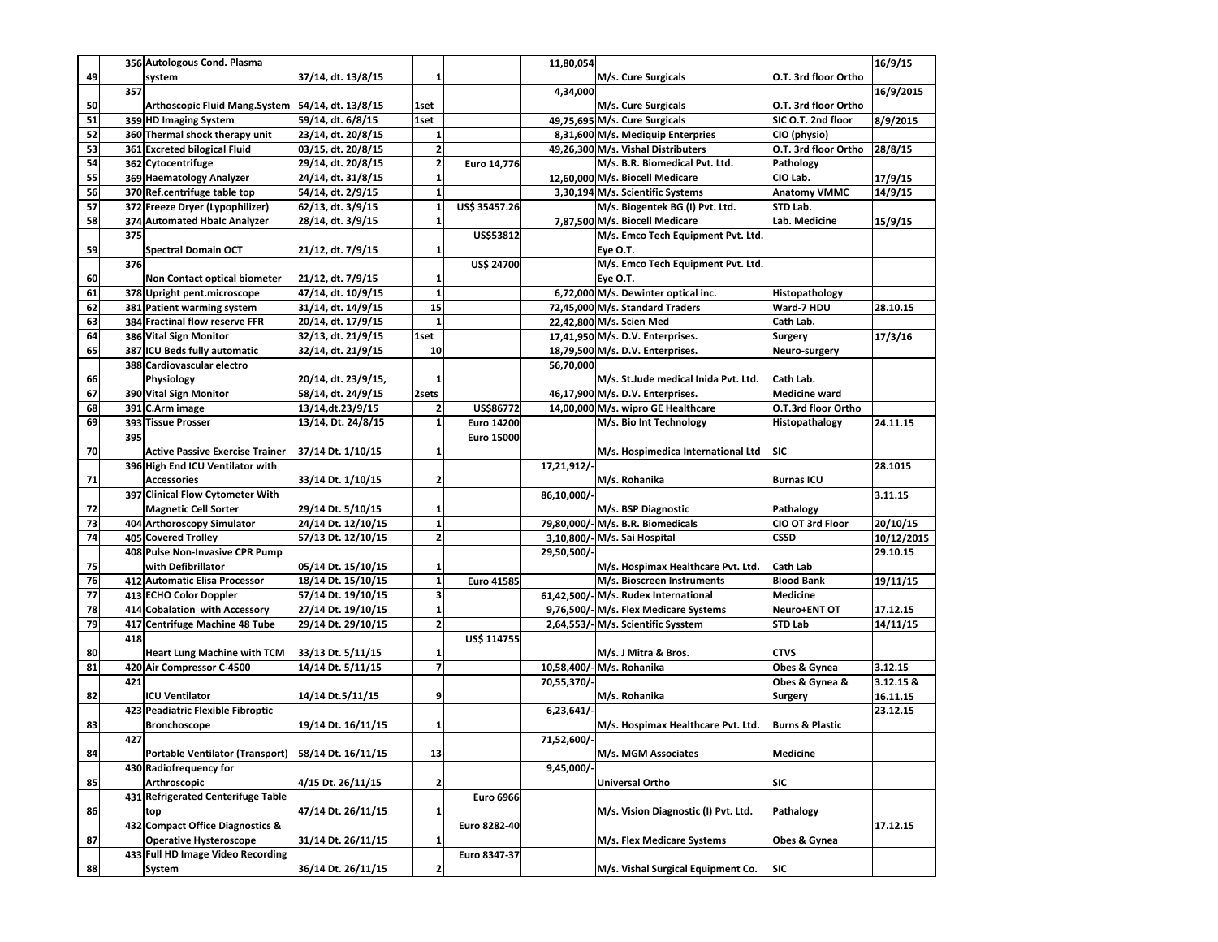| | | | | | | | | | |
|---|---|---|---|---|---|---|---|---|---|
| 49 | 356 | Autologous Cond. Plasma system | 37/14, dt. 13/8/15 | 1 | | 11,80,054 | M/s. Cure Surgicals | O.T. 3rd floor Ortho | 16/9/15 |
| 50 | 357 | Arthoscopic Fluid Mang.System | 54/14, dt. 13/8/15 | 1set | | 4,34,000 | M/s. Cure Surgicals | O.T. 3rd floor Ortho | 16/9/2015 |
| 51 | 359 | HD Imaging System | 59/14, dt. 6/8/15 | 1set | | 49,75,695 | M/s. Cure Surgicals | SIC O.T. 2nd floor | 8/9/2015 |
| 52 | 360 | Thermal shock therapy unit | 23/14, dt. 20/8/15 | 1 | | 8,31,600 | M/s. Mediquip Enterpries | CIO (physio) | |
| 53 | 361 | Excreted bilogical Fluid | 03/15, dt. 20/8/15 | 2 | | 49,26,300 | M/s. Vishal Distributers | O.T. 3rd floor Ortho | 28/8/15 |
| 54 | 362 | Cytocentrifuge | 29/14, dt. 20/8/15 | 2 | Euro 14,776 | | M/s. B.R. Biomedical Pvt. Ltd. | Pathology | |
| 55 | 369 | Haematology Analyzer | 24/14, dt. 31/8/15 | 1 | | 12,60,000 | M/s. Biocell Medicare | CIO Lab. | 17/9/15 |
| 56 | 370 | Ref.centrifuge table top | 54/14, dt. 2/9/15 | 1 | | 3,30,194 | M/s. Scientific Systems | Anatomy VMMC | 14/9/15 |
| 57 | 372 | Freeze Dryer (Lypophilizer) | 62/13, dt. 3/9/15 | 1 | US$ 35457.26 | | M/s. Biogentek BG (I) Pvt. Ltd. | STD Lab. | |
| 58 | 374 | Automated Hbalc Analyzer | 28/14, dt. 3/9/15 | 1 | | 7,87,500 | M/s. Biocell Medicare | Lab. Medicine | 15/9/15 |
| 59 | 375 | Spectral Domain OCT | 21/12, dt. 7/9/15 | 1 | US$53812 | | M/s. Emco Tech Equipment Pvt. Ltd. Eye O.T. | | |
| 60 | 376 | Non Contact optical biometer | 21/12, dt. 7/9/15 | 1 | US$ 24700 | | M/s. Emco Tech Equipment Pvt. Ltd. Eye O.T. | | |
| 61 | 378 | Upright pent.microscope | 47/14, dt. 10/9/15 | 1 | | 6,72,000 | M/s. Dewinter optical inc. | Histopathology | |
| 62 | 381 | Patient warming system | 31/14, dt. 14/9/15 | 15 | | 72,45,000 | M/s. Standard Traders | Ward-7 HDU | 28.10.15 |
| 63 | 384 | Fractinal flow reserve FFR | 20/14, dt. 17/9/15 | 1 | | 22,42,800 | M/s. Scien Med | Cath Lab. | |
| 64 | 386 | Vital Sign Monitor | 32/13, dt. 21/9/15 | 1set | | 17,41,950 | M/s. D.V. Enterprises. | Surgery | 17/3/16 |
| 65 | 387 | ICU Beds fully automatic | 32/14, dt. 21/9/15 | 10 | | 18,79,500 | M/s. D.V. Enterprises. | Neuro-surgery | |
| 66 | 388 | Cardiovascular electro Physiology | 20/14, dt. 23/9/15, | 1 | | 56,70,000 | M/s. St.Jude medical Inida Pvt. Ltd. | Cath Lab. | |
| 67 | 390 | Vital Sign Monitor | 58/14, dt. 24/9/15 | 2sets | | 46,17,900 | M/s. D.V. Enterprises. | Medicine ward | |
| 68 | 391 | C.Arm image | 13/14,dt.23/9/15 | 2 | US$86772 | 14,00,000 | M/s. wipro GE Healthcare | O.T.3rd floor Ortho | |
| 69 | 393 | Tissue Prosser | 13/14, Dt. 24/8/15 | 1 | Euro 14200 | | M/s. Bio Int Technology | Histopathalogy | 24.11.15 |
| 70 | 395 | Active Passive Exercise Trainer | 37/14 Dt. 1/10/15 | 1 | Euro 15000 | | M/s. Hospimedica International Ltd | SIC | |
| 71 | 396 | High End ICU Ventilator with Accessories | 33/14 Dt. 1/10/15 | 2 | | 17,21,912/- | M/s. Rohanika | Burnas ICU | 28.1015 |
| 72 | 397 | Clinical Flow Cytometer With Magnetic Cell Sorter | 29/14 Dt. 5/10/15 | 1 | | 86,10,000/- | M/s. BSP Diagnostic | Pathalogy | 3.11.15 |
| 73 | 404 | Arthoroscopy Simulator | 24/14 Dt. 12/10/15 | 1 | | 79,80,000/- | M/s. B.R. Biomedicals | CIO OT 3rd Floor | 20/10/15 |
| 74 | 405 | Covered Trolley | 57/13 Dt. 12/10/15 | 2 | | 3,10,800/- | M/s. Sai Hospital | CSSD | 10/12/2015 |
| 75 | 408 | Pulse Non-Invasive CPR Pump with Defibrillator | 05/14 Dt. 15/10/15 | 1 | | 29,50,500/- | M/s. Hospimax Healthcare Pvt. Ltd. | Cath Lab | 29.10.15 |
| 76 | 412 | Automatic Elisa Processor | 18/14 Dt. 15/10/15 | 1 | Euro 41585 | | M/s. Bioscreen Instruments | Blood Bank | 19/11/15 |
| 77 | 413 | ECHO Color Doppler | 57/14 Dt. 19/10/15 | 3 | | 61,42,500/- | M/s. Rudex International | Medicine | |
| 78 | 414 | Cobalation with Accessory | 27/14 Dt. 19/10/15 | 1 | | 9,76,500/- | M/s. Flex Medicare Systems | Neuro+ENT OT | 17.12.15 |
| 79 | 417 | Centrifuge Machine 48 Tube | 29/14 Dt. 29/10/15 | 2 | | 2,64,553/- | M/s. Scientific Sysstem | STD Lab | 14/11/15 |
| 80 | 418 | Heart Lung Machine with TCM | 33/13 Dt. 5/11/15 | 1 | US$ 114755 | | M/s. J Mitra & Bros. | CTVS | |
| 81 | 420 | Air Compressor C-4500 | 14/14 Dt. 5/11/15 | 7 | | 10,58,400/- | M/s. Rohanika | Obes & Gynea | 3.12.15 |
| 82 | 421 | ICU Ventilator | 14/14 Dt.5/11/15 | 9 | | 70,55,370/- | M/s. Rohanika | Obes & Gynea & Surgery | 3.12.15 & 16.11.15 |
| 83 | 423 | Peadiatric Flexible Fibroptic Bronchoscope | 19/14 Dt. 16/11/15 | 1 | | 6,23,641/- | M/s. Hospimax Healthcare Pvt. Ltd. | Burns & Plastic | 23.12.15 |
| 84 | 427 | Portable Ventilator (Transport) | 58/14 Dt. 16/11/15 | 13 | | 71,52,600/- | M/s. MGM Associates | Medicine | |
| 85 | 430 | Radiofrequency for Arthroscopic | 4/15 Dt. 26/11/15 | 2 | | 9,45,000/- | Universal Ortho | SIC | |
| 86 | 431 | Refrigerated Centerifuge Table top | 47/14 Dt. 26/11/15 | 1 | Euro 6966 | | M/s. Vision Diagnostic (I) Pvt. Ltd. | Pathology | |
| 87 | 432 | Compact Office Diagnostics & Operative Hysteroscope | 31/14 Dt. 26/11/15 | 1 | Euro 8282-40 | | M/s. Flex Medicare Systems | Obes & Gynea | 17.12.15 |
| 88 | 433 | Full HD Image Video Recording System | 36/14 Dt. 26/11/15 | 2 | Euro 8347-37 | | M/s. Vishal Surgical Equipment Co. | SIC | |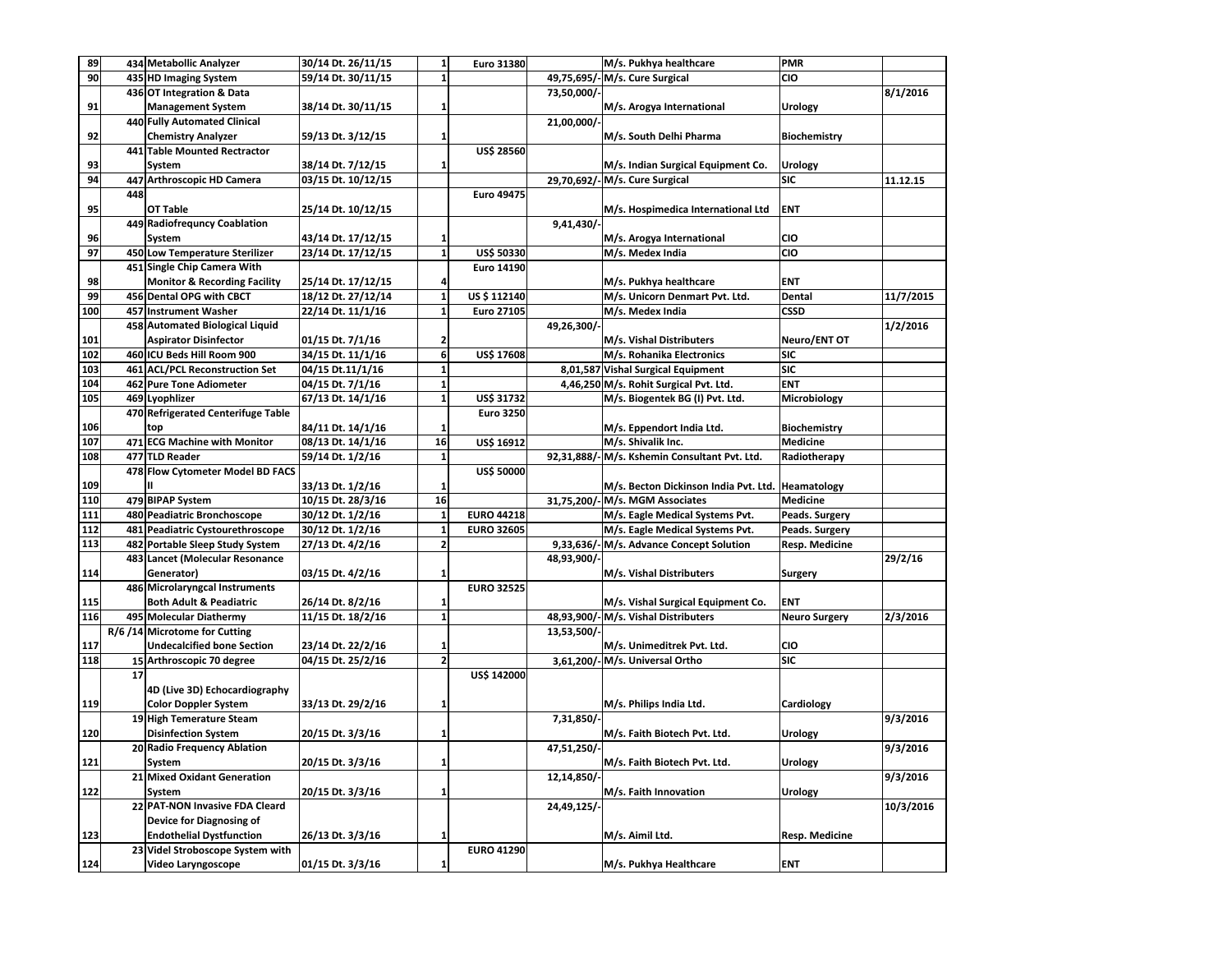| | | | | | | | | | |
|---|---|---|---|---|---|---|---|---|---|
| 89 | 434 | Metabollic Analyzer | 30/14 Dt. 26/11/15 | 1 | Euro 31380 | | M/s. Pukhya healthcare | PMR | |
| 90 | 435 | HD Imaging System | 59/14 Dt. 30/11/15 | 1 | | 49,75,695/- | M/s. Cure Surgical | CIO | |
| 91 | 436 | OT Integration & Data Management System | 38/14 Dt. 30/11/15 | 1 | | 73,50,000/- | M/s. Arogya International | Urology | 8/1/2016 |
| 92 | 440 | Fully Automated Clinical Chemistry Analyzer | 59/13 Dt. 3/12/15 | 1 | | 21,00,000/- | M/s. South Delhi Pharma | Biochemistry | |
| 93 | 441 | Table Mounted Rectractor System | 38/14 Dt. 7/12/15 | 1 | US$ 28560 | | M/s. Indian Surgical Equipment Co. | Urology | |
| 94 | 447 | Arthroscopic HD Camera | 03/15 Dt. 10/12/15 | | | 29,70,692/- | M/s. Cure Surgical | SIC | 11.12.15 |
| 95 | 448 | OT Table | 25/14 Dt. 10/12/15 | | Euro 49475 | | M/s. Hospimedica International Ltd | ENT | |
| 96 | 449 | Radiofrequncy Coablation System | 43/14 Dt. 17/12/15 | 1 | | 9,41,430/- | M/s. Arogya International | CIO | |
| 97 | 450 | Low Temperature Sterilizer | 23/14 Dt. 17/12/15 | 1 | US$ 50330 | | M/s. Medex India | CIO | |
| 98 | 451 | Single Chip Camera With Monitor & Recording Facility | 25/14 Dt. 17/12/15 | 4 | Euro 14190 | | M/s. Pukhya healthcare | ENT | |
| 99 | 456 | Dental OPG with CBCT | 18/12 Dt. 27/12/14 | 1 | US $ 112140 | | M/s. Unicorn Denmart Pvt. Ltd. | Dental | 11/7/2015 |
| 100 | 457 | Instrument Washer | 22/14 Dt. 11/1/16 | 1 | Euro 27105 | | M/s. Medex India | CSSD | |
| 101 | 458 | Automated Biological Liquid Aspirator Disinfector | 01/15 Dt. 7/1/16 | 2 | | 49,26,300/- | M/s. Vishal Distributers | Neuro/ENT OT | 1/2/2016 |
| 102 | 460 | ICU Beds Hill Room 900 | 34/15 Dt. 11/1/16 | 6 | US$ 17608 | | M/s. Rohanika Electronics | SIC | |
| 103 | 461 | ACL/PCL Reconstruction Set | 04/15 Dt.11/1/16 | 1 | | 8,01,587 | Vishal Surgical Equipment | SIC | |
| 104 | 462 | Pure Tone Adiometer | 04/15 Dt. 7/1/16 | 1 | | 4,46,250 | M/s. Rohit Surgical Pvt. Ltd. | ENT | |
| 105 | 469 | Lyophlizer | 67/13 Dt. 14/1/16 | 1 | US$ 31732 | | M/s. Biogentek BG (I) Pvt. Ltd. | Microbiology | |
| 106 | 470 | Refrigerated Centerifuge Table top | 84/11 Dt. 14/1/16 | 1 | Euro 3250 | | M/s. Eppendort India Ltd. | Biochemistry | |
| 107 | 471 | ECG Machine with Monitor | 08/13 Dt. 14/1/16 | 16 | US$ 16912 | | M/s. Shivalik Inc. | Medicine | |
| 108 | 477 | TLD Reader | 59/14 Dt. 1/2/16 | 1 | | 92,31,888/- | M/s. Kshemin Consultant Pvt. Ltd. | Radiotherapy | |
| 109 | 478 | Flow Cytometer Model BD FACS II | 33/13 Dt. 1/2/16 | 1 | US$ 50000 | | M/s. Becton Dickinson India Pvt. Ltd. | Heamatology | |
| 110 | 479 | BIPAP System | 10/15 Dt. 28/3/16 | 16 | | 31,75,200/- | M/s. MGM Associates | Medicine | |
| 111 | 480 | Peadiatric Bronchoscope | 30/12 Dt. 1/2/16 | 1 | EURO 44218 | | M/s. Eagle Medical Systems Pvt. | Peads. Surgery | |
| 112 | 481 | Peadiatric Cystourethroscope | 30/12 Dt. 1/2/16 | 1 | EURO 32605 | | M/s. Eagle Medical Systems Pvt. | Peads. Surgery | |
| 113 | 482 | Portable Sleep Study System | 27/13 Dt. 4/2/16 | 2 | | 9,33,636/- | M/s. Advance Concept Solution | Resp. Medicine | |
| 114 | 483 | Lancet (Molecular Resonance Generator) | 03/15 Dt. 4/2/16 | 1 | | 48,93,900/- | M/s. Vishal Distributers | Surgery | 29/2/16 |
| 115 | 486 | Microlaryngcal Instruments Both Adult & Peadiatric | 26/14 Dt. 8/2/16 | 1 | EURO 32525 | | M/s. Vishal Surgical Equipment Co. | ENT | |
| 116 | 495 | Molecular Diathermy | 11/15 Dt. 18/2/16 | 1 | | 48,93,900/- | M/s. Vishal Distributers | Neuro Surgery | 2/3/2016 |
| 117 | R/6 /14 | Microtome for Cutting Undecalcified bone Section | 23/14 Dt. 22/2/16 | 1 | | 13,53,500/- | M/s. Unimeditrek Pvt. Ltd. | CIO | |
| 118 | 15 | Arthroscopic 70 degree | 04/15 Dt. 25/2/16 | 2 | | 3,61,200/- | M/s. Universal Ortho | SIC | |
| 119 | 17 | 4D (Live 3D) Echocardiography Color Doppler System | 33/13 Dt. 29/2/16 | 1 | US$ 142000 | | M/s. Philips India Ltd. | Cardiology | |
| 120 | 19 | High Temerature Steam Disinfection System | 20/15 Dt. 3/3/16 | 1 | | 7,31,850/- | M/s. Faith Biotech Pvt. Ltd. | Urology | 9/3/2016 |
| 121 | 20 | Radio Frequency Ablation System | 20/15 Dt. 3/3/16 | 1 | | 47,51,250/- | M/s. Faith Biotech Pvt. Ltd. | Urology | 9/3/2016 |
| 122 | 21 | Mixed Oxidant Generation System | 20/15 Dt. 3/3/16 | 1 | | 12,14,850/- | M/s. Faith Innovation | Urology | 9/3/2016 |
| 123 | 22 | PAT-NON Invasive FDA Cleard Device for Diagnosing of Endothelial Dystfunction | 26/13 Dt. 3/3/16 | 1 | | 24,49,125/- | M/s. Aimil Ltd. | Resp. Medicine | 10/3/2016 |
| 124 | 23 | Videl Stroboscope System with Video Laryngoscope | 01/15 Dt. 3/3/16 | 1 | EURO 41290 | | M/s. Pukhya Healthcare | ENT | |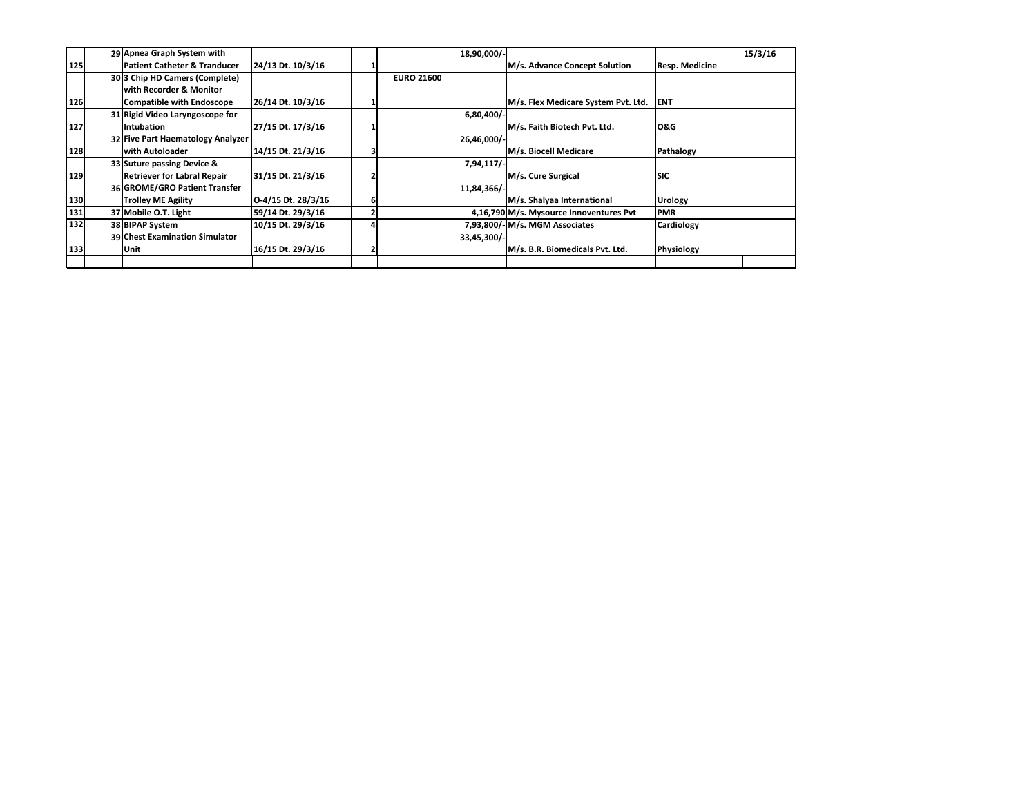| | | | | | | | | | |
|---|---|---|---|---|---|---|---|---|---|
| 125 | 29 | Apnea Graph System with Patient Catheter & Tranducer | 24/13 Dt. 10/3/16 | 1 | | 18,90,000/- | M/s. Advance Concept Solution | Resp. Medicine | 15/3/16 |
| 126 | 30 | 3 Chip HD Camers (Complete) with Recorder & Monitor Compatible with Endoscope | 26/14 Dt. 10/3/16 | 1 | EURO 21600 | | M/s. Flex Medicare System Pvt. Ltd. | ENT | |
| 127 | 31 | Rigid Video Laryngoscope for Intubation | 27/15 Dt. 17/3/16 | 1 | | 6,80,400/- | M/s. Faith Biotech Pvt. Ltd. | O&G | |
| 128 | 32 | Five Part Haematology Analyzer with Autoloader | 14/15 Dt. 21/3/16 | 3 | | 26,46,000/- | M/s. Biocell Medicare | Pathalogy | |
| 129 | 33 | Suture passing Device & Retriever for Labral Repair | 31/15 Dt. 21/3/16 | 2 | | 7,94,117/- | M/s. Cure Surgical | SIC | |
| 130 | 36 | GROME/GRO Patient Transfer Trolley ME Agility | O-4/15 Dt. 28/3/16 | 6 | | 11,84,366/- | M/s. Shalyaa International | Urology | |
| 131 | 37 | Mobile O.T. Light | 59/14 Dt. 29/3/16 | 2 | | 4,16,790 | M/s. Mysource Innoventures Pvt | PMR | |
| 132 | 38 | BIPAP System | 10/15 Dt. 29/3/16 | 4 | | 7,93,800/- | M/s. MGM Associates | Cardiology | |
| 133 | 39 | Chest Examination Simulator Unit | 16/15 Dt. 29/3/16 | 2 | | 33,45,300/- | M/s. B.R. Biomedicals Pvt. Ltd. | Physiology | |
| | | | | | | | | | |